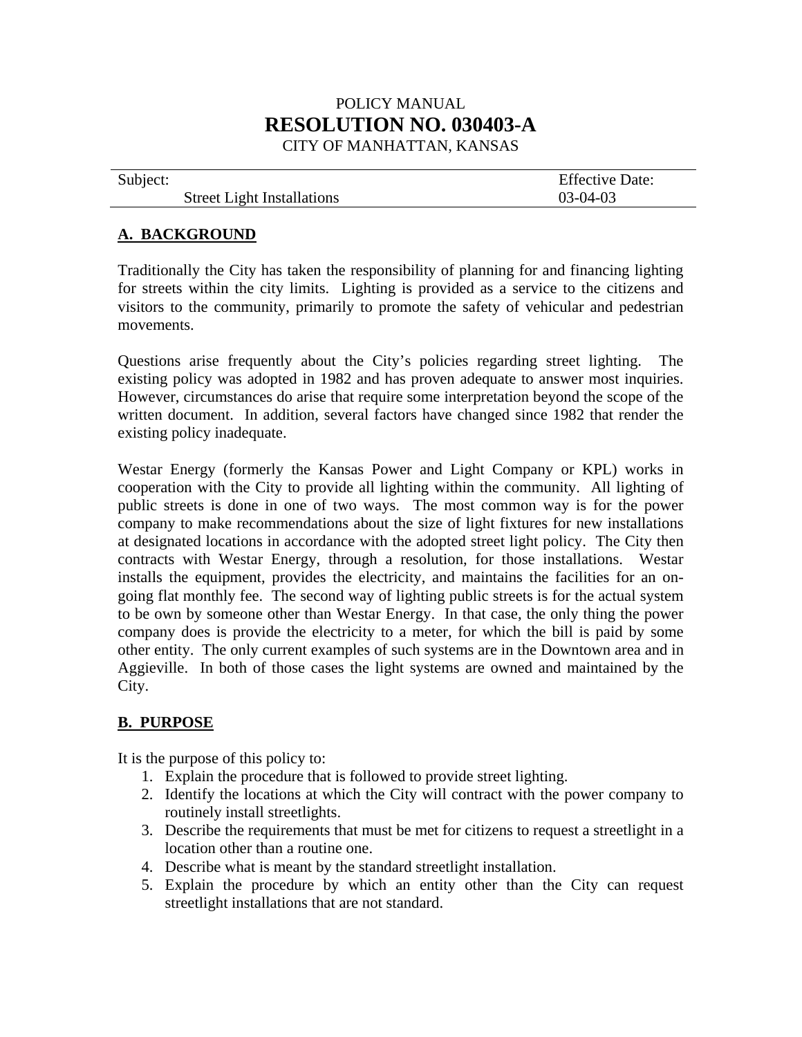POLICY MANUAL

# RESOLUTION NO. 030403-A

CITY OF MANHATTAN, KANSAS

| Subject: | Effective Date: |
|---|---|
| Street Light Installations | 03-04-03 |

## A. BACKGROUND

Traditionally the City has taken the responsibility of planning for and financing lighting for streets within the city limits. Lighting is provided as a service to the citizens and visitors to the community, primarily to promote the safety of vehicular and pedestrian movements.

Questions arise frequently about the City's policies regarding street lighting. The existing policy was adopted in 1982 and has proven adequate to answer most inquiries. However, circumstances do arise that require some interpretation beyond the scope of the written document. In addition, several factors have changed since 1982 that render the existing policy inadequate.

Westar Energy (formerly the Kansas Power and Light Company or KPL) works in cooperation with the City to provide all lighting within the community. All lighting of public streets is done in one of two ways. The most common way is for the power company to make recommendations about the size of light fixtures for new installations at designated locations in accordance with the adopted street light policy. The City then contracts with Westar Energy, through a resolution, for those installations. Westar installs the equipment, provides the electricity, and maintains the facilities for an on-going flat monthly fee. The second way of lighting public streets is for the actual system to be own by someone other than Westar Energy. In that case, the only thing the power company does is provide the electricity to a meter, for which the bill is paid by some other entity. The only current examples of such systems are in the Downtown area and in Aggieville. In both of those cases the light systems are owned and maintained by the City.

## B. PURPOSE

It is the purpose of this policy to:

1. Explain the procedure that is followed to provide street lighting.
2. Identify the locations at which the City will contract with the power company to routinely install streetlights.
3. Describe the requirements that must be met for citizens to request a streetlight in a location other than a routine one.
4. Describe what is meant by the standard streetlight installation.
5. Explain the procedure by which an entity other than the City can request streetlight installations that are not standard.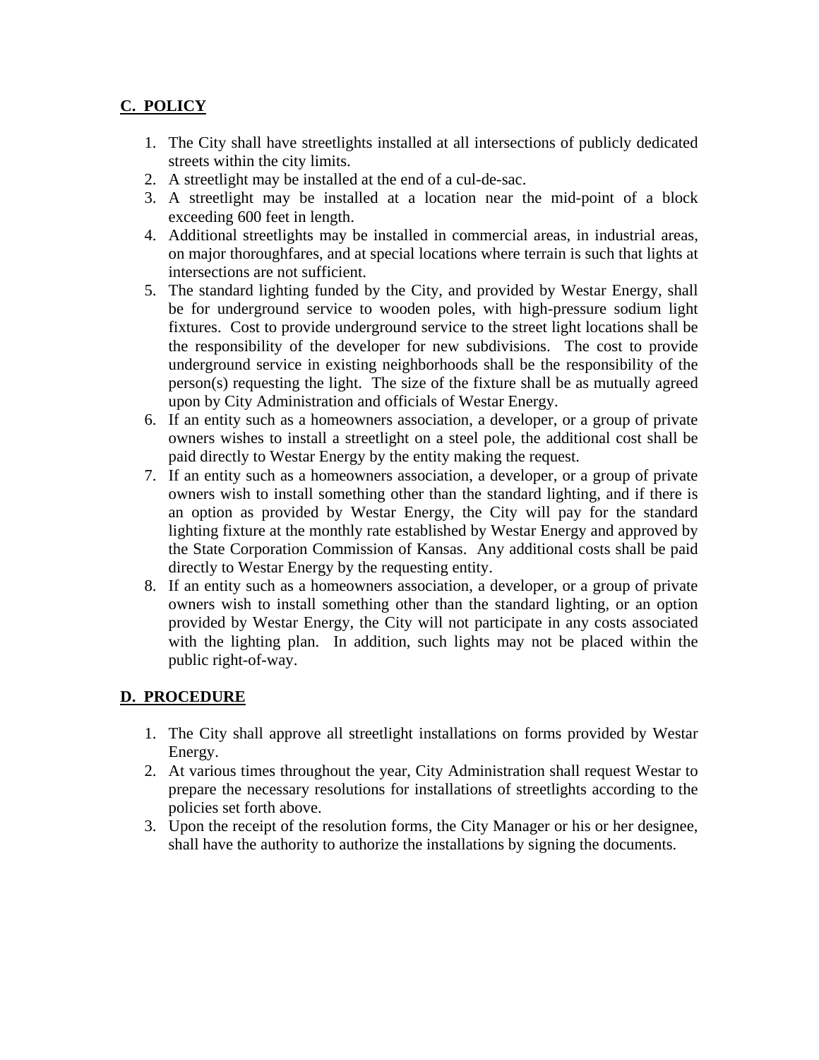## C. POLICY

1. The City shall have streetlights installed at all intersections of publicly dedicated streets within the city limits.
2. A streetlight may be installed at the end of a cul-de-sac.
3. A streetlight may be installed at a location near the mid-point of a block exceeding 600 feet in length.
4. Additional streetlights may be installed in commercial areas, in industrial areas, on major thoroughfares, and at special locations where terrain is such that lights at intersections are not sufficient.
5. The standard lighting funded by the City, and provided by Westar Energy, shall be for underground service to wooden poles, with high-pressure sodium light fixtures. Cost to provide underground service to the street light locations shall be the responsibility of the developer for new subdivisions. The cost to provide underground service in existing neighborhoods shall be the responsibility of the person(s) requesting the light. The size of the fixture shall be as mutually agreed upon by City Administration and officials of Westar Energy.
6. If an entity such as a homeowners association, a developer, or a group of private owners wishes to install a streetlight on a steel pole, the additional cost shall be paid directly to Westar Energy by the entity making the request.
7. If an entity such as a homeowners association, a developer, or a group of private owners wish to install something other than the standard lighting, and if there is an option as provided by Westar Energy, the City will pay for the standard lighting fixture at the monthly rate established by Westar Energy and approved by the State Corporation Commission of Kansas. Any additional costs shall be paid directly to Westar Energy by the requesting entity.
8. If an entity such as a homeowners association, a developer, or a group of private owners wish to install something other than the standard lighting, or an option provided by Westar Energy, the City will not participate in any costs associated with the lighting plan. In addition, such lights may not be placed within the public right-of-way.

## D. PROCEDURE

1. The City shall approve all streetlight installations on forms provided by Westar Energy.
2. At various times throughout the year, City Administration shall request Westar to prepare the necessary resolutions for installations of streetlights according to the policies set forth above.
3. Upon the receipt of the resolution forms, the City Manager or his or her designee, shall have the authority to authorize the installations by signing the documents.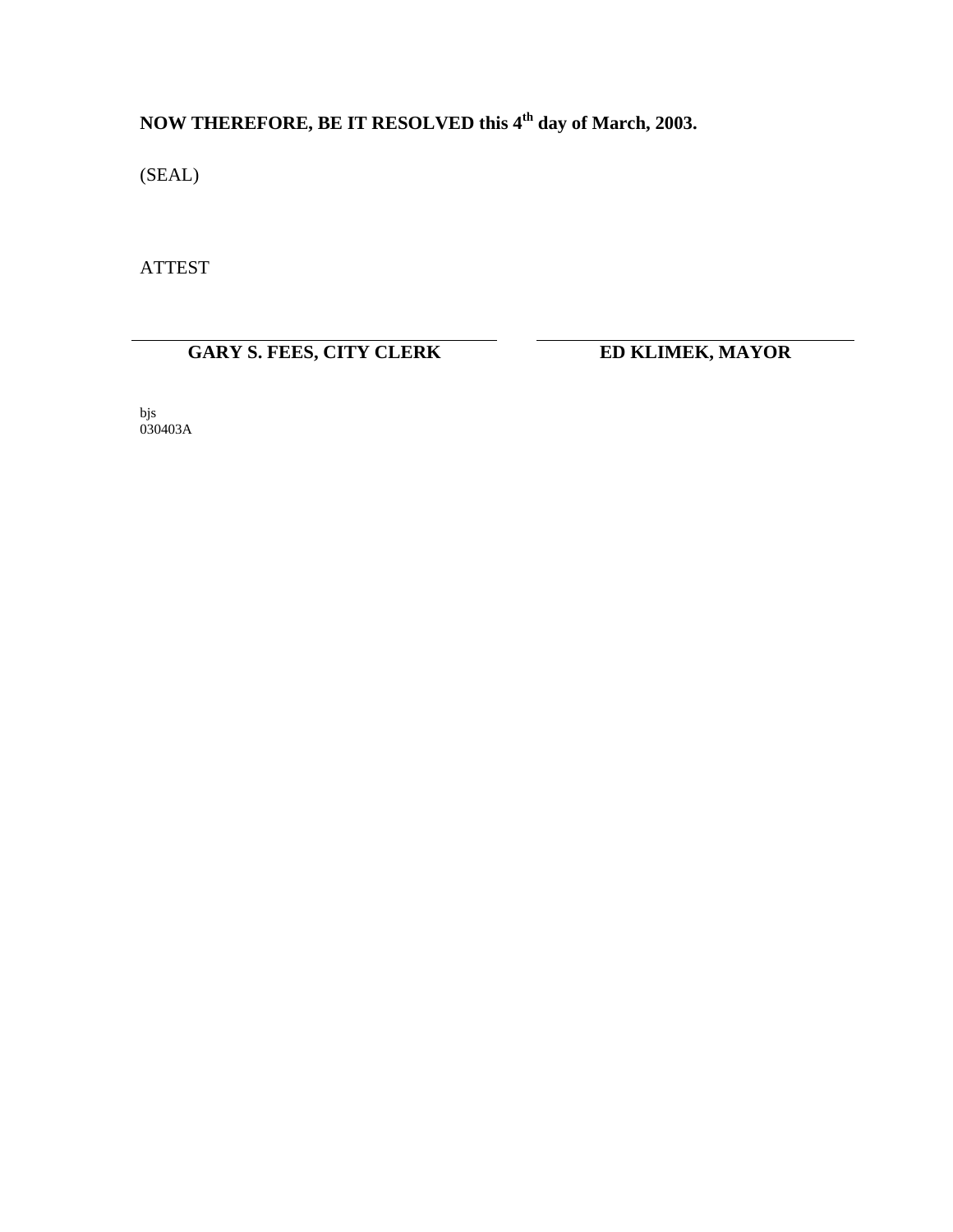**NOW THEREFORE, BE IT RESOLVED this 4th day of March, 2003.**

(SEAL)

ATTEST

| | |
|---|---|
| ______________________________ | ______________________________ |
| **GARY S. FEES, CITY CLERK** | **ED KLIMEK, MAYOR** |

bjs
030403A